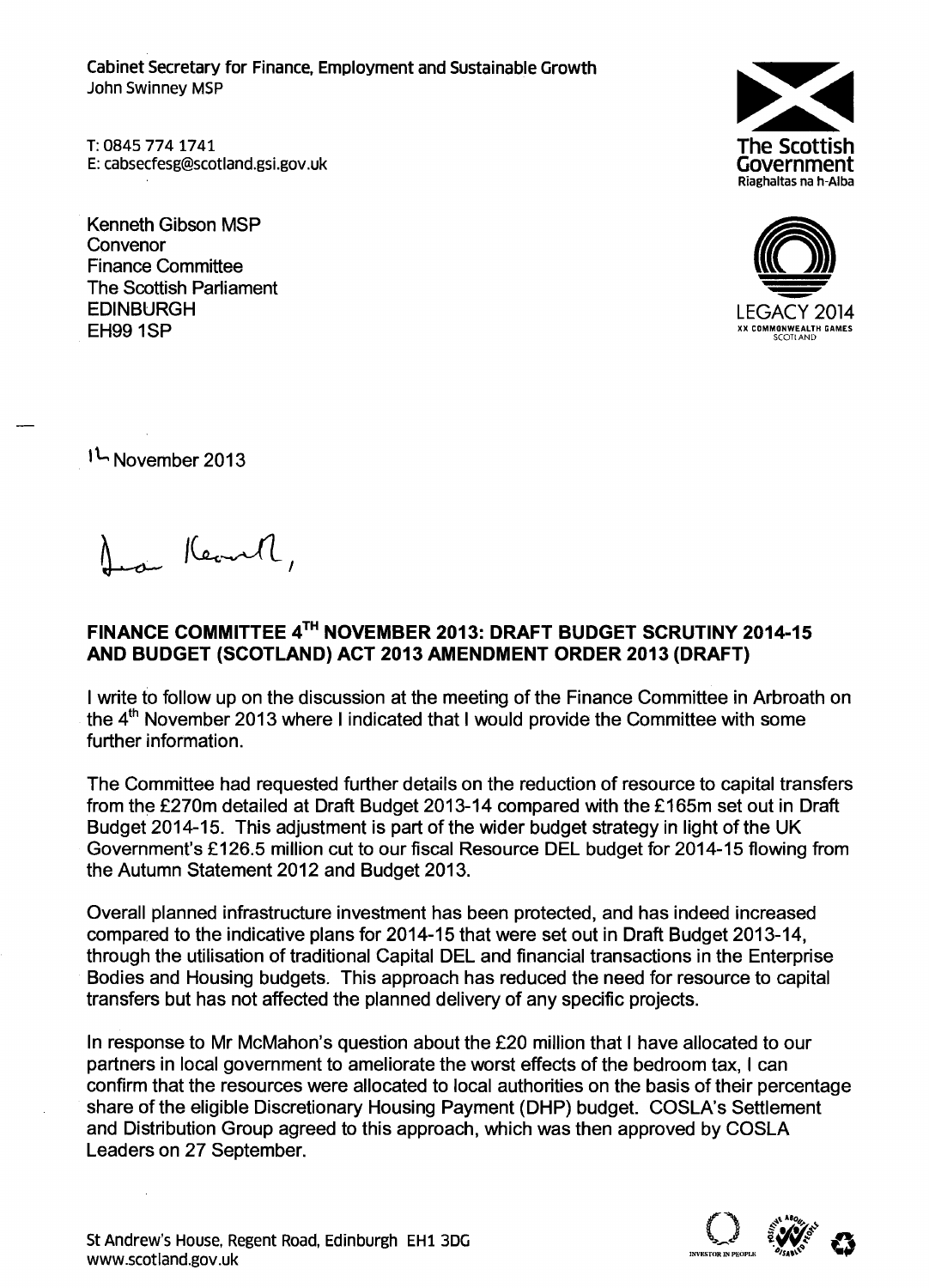Cabinet Secretary for Finance, Employment and Sustainable Growth
John Swinney MSP

T: 0845 774 1741
E: cabsecfesg@scotland.gsi.gov.uk

The Scottish Government
Riaghaltas na h-Alba

LEGACY 2014
XX COMMONWEALTH GAMES
SCOTLAND

Kenneth Gibson MSP
Convenor
Finance Committee
The Scottish Parliament
EDINBURGH
EH99 1SP

14 November 2013

Dear Kenneth,

**FINANCE COMMITTEE 4TH NOVEMBER 2013: DRAFT BUDGET SCRUTINY 2014-15 AND BUDGET (SCOTLAND) ACT 2013 AMENDMENT ORDER 2013 (DRAFT)**

I write to follow up on the discussion at the meeting of the Finance Committee in Arbroath on the 4th November 2013 where I indicated that I would provide the Committee with some further information.

The Committee had requested further details on the reduction of resource to capital transfers from the £270m detailed at Draft Budget 2013-14 compared with the £165m set out in Draft Budget 2014-15. This adjustment is part of the wider budget strategy in light of the UK Government's £126.5 million cut to our fiscal Resource DEL budget for 2014-15 flowing from the Autumn Statement 2012 and Budget 2013.

Overall planned infrastructure investment has been protected, and has indeed increased compared to the indicative plans for 2014-15 that were set out in Draft Budget 2013-14, through the utilisation of traditional Capital DEL and financial transactions in the Enterprise Bodies and Housing budgets. This approach has reduced the need for resource to capital transfers but has not affected the planned delivery of any specific projects.

In response to Mr McMahon's question about the £20 million that I have allocated to our partners in local government to ameliorate the worst effects of the bedroom tax, I can confirm that the resources were allocated to local authorities on the basis of their percentage share of the eligible Discretionary Housing Payment (DHP) budget. COSLA's Settlement and Distribution Group agreed to this approach, which was then approved by COSLA Leaders on 27 September.

St Andrew's House, Regent Road, Edinburgh EH1 3DG
www.scotland.gov.uk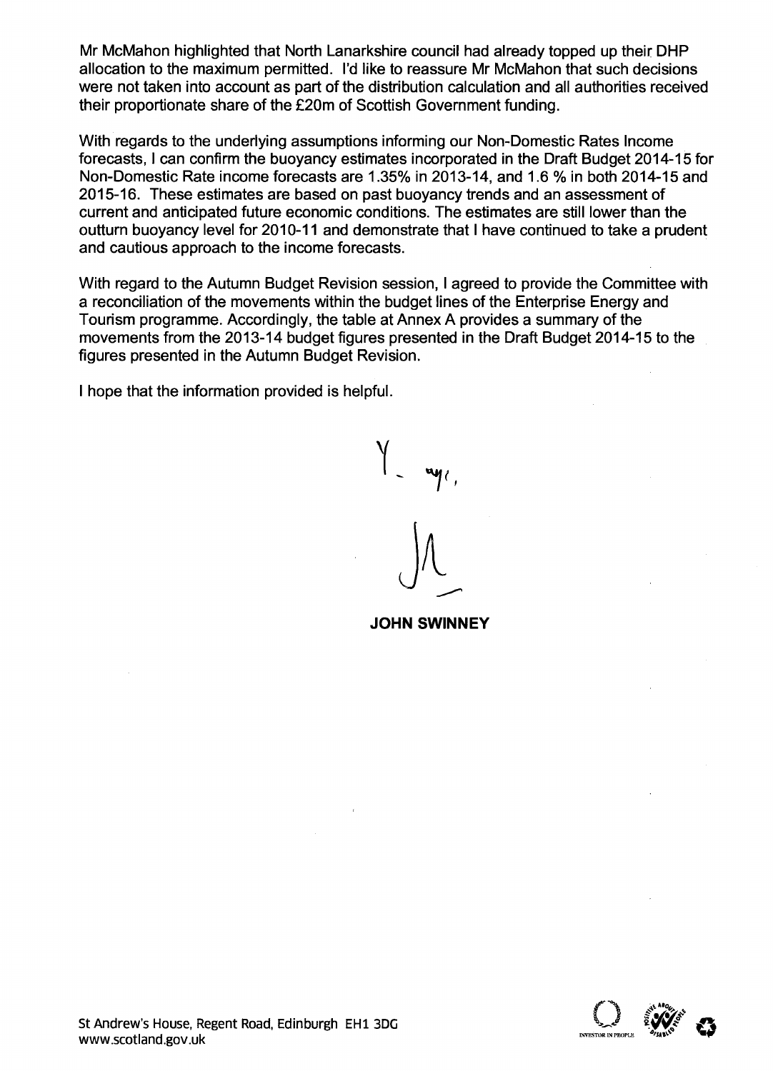Mr McMahon highlighted that North Lanarkshire council had already topped up their DHP allocation to the maximum permitted. I'd like to reassure Mr McMahon that such decisions were not taken into account as part of the distribution calculation and all authorities received their proportionate share of the £20m of Scottish Government funding.

With regards to the underlying assumptions informing our Non-Domestic Rates Income forecasts, I can confirm the buoyancy estimates incorporated in the Draft Budget 2014-15 for Non-Domestic Rate income forecasts are 1.35% in 2013-14, and 1.6 % in both 2014-15 and 2015-16. These estimates are based on past buoyancy trends and an assessment of current and anticipated future economic conditions. The estimates are still lower than the outturn buoyancy level for 2010-11 and demonstrate that I have continued to take a prudent and cautious approach to the income forecasts.

With regard to the Autumn Budget Revision session, I agreed to provide the Committee with a reconciliation of the movements within the budget lines of the Enterprise Energy and Tourism programme. Accordingly, the table at Annex A provides a summary of the movements from the 2013-14 budget figures presented in the Draft Budget 2014-15 to the figures presented in the Autumn Budget Revision.

I hope that the information provided is helpful.

Y— my,

JS

**JOHN SWINNEY**

St Andrew's House, Regent Road, Edinburgh EH1 3DG
www.scotland.gov.uk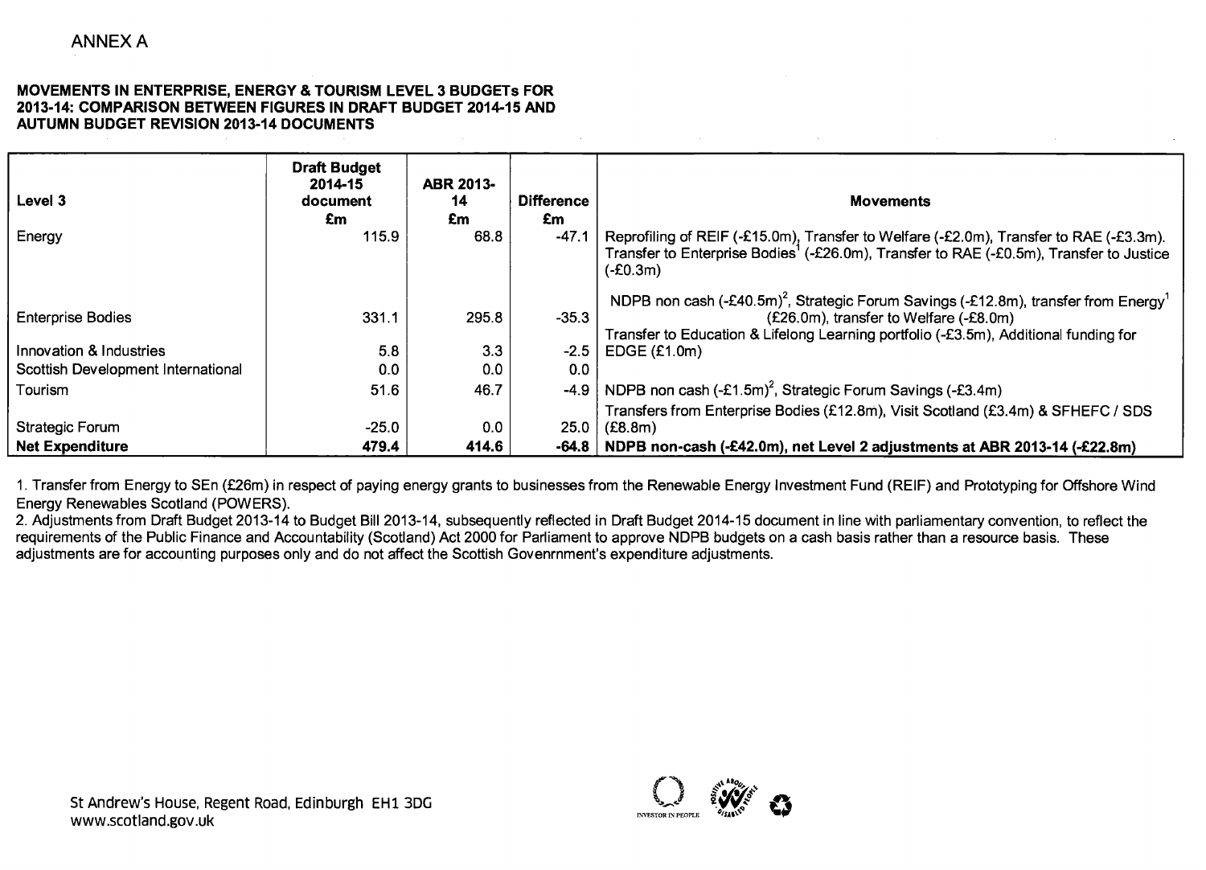ANNEX A

**MOVEMENTS IN ENTERPRISE, ENERGY & TOURISM LEVEL 3 BUDGETs FOR 2013-14: COMPARISON BETWEEN FIGURES IN DRAFT BUDGET 2014-15 AND AUTUMN BUDGET REVISION 2013-14 DOCUMENTS**

| Level 3 | Draft Budget 2014-15 document £m | ABR 2013-14 £m | Difference £m | Movements |
|---|---|---|---|---|
| Energy | 115.9 | 68.8 | -47.1 | Reprofiling of REIF (-£15.0m), Transfer to Welfare (-£2.0m), Transfer to RAE (-£3.3m). Transfer to Enterprise Bodies[1] (-£26.0m), Transfer to RAE (-£0.5m), Transfer to Justice (-£0.3m) |
| Enterprise Bodies | 331.1 | 295.8 | -35.3 | NDPB non cash (-£40.5m)[2], Strategic Forum Savings (-£12.8m), transfer from Energy[1] (£26.0m), transfer to Welfare (-£8.0m) |
| Innovation & Industries | 5.8 | 3.3 | -2.5 | Transfer to Education & Lifelong Learning portfolio (-£3.5m), Additional funding for EDGE (£1.0m) |
| Scottish Development International | 0.0 | 0.0 | 0.0 | |
| Tourism | 51.6 | 46.7 | -4.9 | NDPB non cash (-£1.5m)[2], Strategic Forum Savings (-£3.4m) |
| Strategic Forum | -25.0 | 0.0 | 25.0 | Transfers from Enterprise Bodies (£12.8m), Visit Scotland (£3.4m) & SFHEFC / SDS (£8.8m) |
| **Net Expenditure** | **479.4** | **414.6** | **-64.8** | **NDPB non-cash (-£42.0m), net Level 2 adjustments at ABR 2013-14 (-£22.8m)** |

1. Transfer from Energy to SEn (£26m) in respect of paying energy grants to businesses from the Renewable Energy Investment Fund (REIF) and Prototyping for Offshore Wind Energy Renewables Scotland (POWERS).
2. Adjustments from Draft Budget 2013-14 to Budget Bill 2013-14, subsequently reflected in Draft Budget 2014-15 document in line with parliamentary convention, to reflect the requirements of the Public Finance and Accountability (Scotland) Act 2000 for Parliament to approve NDPB budgets on a cash basis rather than a resource basis. These adjustments are for accounting purposes only and do not affect the Scottish Govenrnment's expenditure adjustments.

St Andrew's House, Regent Road, Edinburgh EH1 3DG
www.scotland.gov.uk